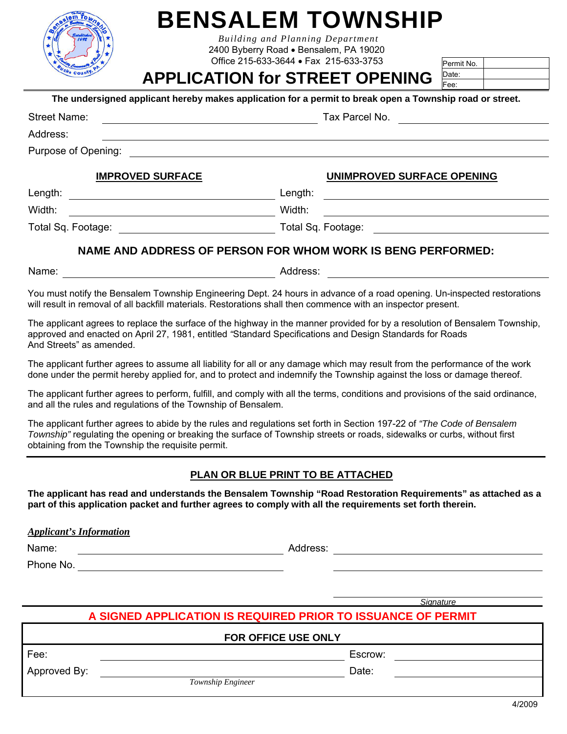# BENSALEM TOWNSHIP

*Building and Planning Department*
2400 Byberry Road • Bensalem, PA 19020
Office 215-633-3644 • Fax 215-633-3753

| Permit No. | |
|---|---|
| Date: | |
| Fee: | |

## APPLICATION for STREET OPENING

**The undersigned applicant hereby makes application for a permit to break open a Township road or street.**

Street Name: ______________________ Tax Parcel No. ______________________

Address: ______________________

Purpose of Opening: ______________________

| IMPROVED SURFACE | UNIMPROVED SURFACE OPENING |
|---|---|
| Length: | Length: |
| Width: | Width: |
| Total Sq. Footage: | Total Sq. Footage: |

### NAME AND ADDRESS OF PERSON FOR WHOM WORK IS BENG PERFORMED:

Name: ______________________ Address: ______________________

You must notify the Bensalem Township Engineering Dept. 24 hours in advance of a road opening. Un-inspected restorations will result in removal of all backfill materials. Restorations shall then commence with an inspector present.

The applicant agrees to replace the surface of the highway in the manner provided for by a resolution of Bensalem Township, approved and enacted on April 27, 1981, entitled "Standard Specifications and Design Standards for Roads And Streets" as amended.

The applicant further agrees to assume all liability for all or any damage which may result from the performance of the work done under the permit hereby applied for, and to protect and indemnify the Township against the loss or damage thereof.

The applicant further agrees to perform, fulfill, and comply with all the terms, conditions and provisions of the said ordinance, and all the rules and regulations of the Township of Bensalem.

The applicant further agrees to abide by the rules and regulations set forth in Section 197-22 of *"The Code of Bensalem Township"* regulating the opening or breaking the surface of Township streets or roads, sidewalks or curbs, without first obtaining from the Township the requisite permit.

### PLAN OR BLUE PRINT TO BE ATTACHED

**The applicant has read and understands the Bensalem Township "Road Restoration Requirements" as attached as a part of this application packet and further agrees to comply with all the requirements set forth therein.**

***Applicant's Information***

Name: ______________________ Address: ______________________

Phone No. ______________________ ______________________

______________________
*Signature*

**A SIGNED APPLICATION IS REQUIRED PRIOR TO ISSUANCE OF PERMIT**

| FOR OFFICE USE ONLY | | | |
|---|---|---|---|
| Fee: | | Escrow: | |
| Approved By: | *Township Engineer* | Date: | |

4/2009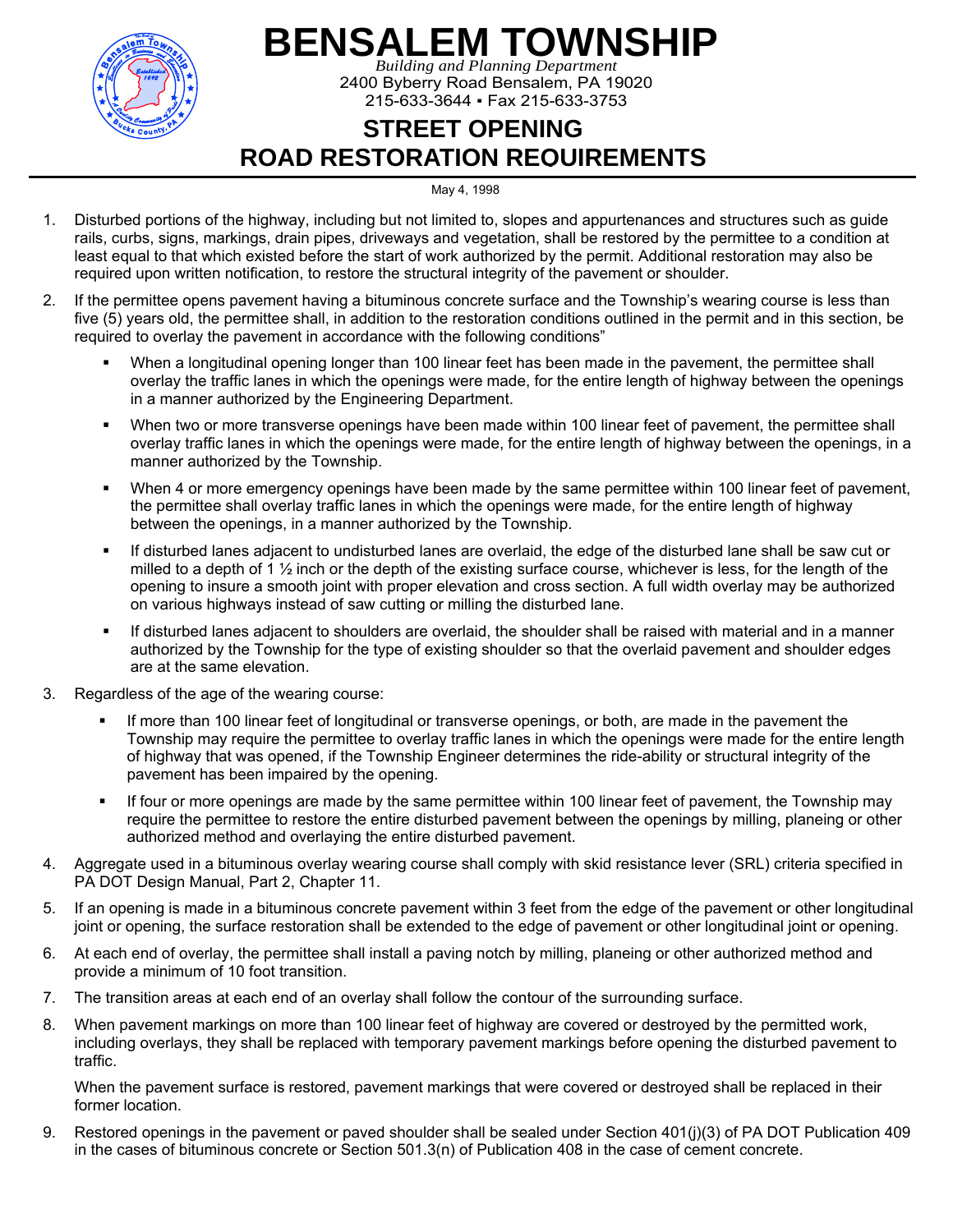# BENSALEM TOWNSHIP

*Building and Planning Department*
2400 Byberry Road Bensalem, PA 19020
215-633-3644 ▪ Fax 215-633-3753

## STREET OPENING
## ROAD RESTORATION REQUIREMENTS

May 4, 1998

1. Disturbed portions of the highway, including but not limited to, slopes and appurtenances and structures such as guide rails, curbs, signs, markings, drain pipes, driveways and vegetation, shall be restored by the permittee to a condition at least equal to that which existed before the start of work authorized by the permit. Additional restoration may also be required upon written notification, to restore the structural integrity of the pavement or shoulder.

2. If the permittee opens pavement having a bituminous concrete surface and the Township's wearing course is less than five (5) years old, the permittee shall, in addition to the restoration conditions outlined in the permit and in this section, be required to overlay the pavement in accordance with the following conditions"
   - When a longitudinal opening longer than 100 linear feet has been made in the pavement, the permittee shall overlay the traffic lanes in which the openings were made, for the entire length of highway between the openings in a manner authorized by the Engineering Department.
   - When two or more transverse openings have been made within 100 linear feet of pavement, the permittee shall overlay traffic lanes in which the openings were made, for the entire length of highway between the openings, in a manner authorized by the Township.
   - When 4 or more emergency openings have been made by the same permittee within 100 linear feet of pavement, the permittee shall overlay traffic lanes in which the openings were made, for the entire length of highway between the openings, in a manner authorized by the Township.
   - If disturbed lanes adjacent to undisturbed lanes are overlaid, the edge of the disturbed lane shall be saw cut or milled to a depth of 1 ½ inch or the depth of the existing surface course, whichever is less, for the length of the opening to insure a smooth joint with proper elevation and cross section. A full width overlay may be authorized on various highways instead of saw cutting or milling the disturbed lane.
   - If disturbed lanes adjacent to shoulders are overlaid, the shoulder shall be raised with material and in a manner authorized by the Township for the type of existing shoulder so that the overlaid pavement and shoulder edges are at the same elevation.

3. Regardless of the age of the wearing course:
   - If more than 100 linear feet of longitudinal or transverse openings, or both, are made in the pavement the Township may require the permittee to overlay traffic lanes in which the openings were made for the entire length of highway that was opened, if the Township Engineer determines the ride-ability or structural integrity of the pavement has been impaired by the opening.
   - If four or more openings are made by the same permittee within 100 linear feet of pavement, the Township may require the permittee to restore the entire disturbed pavement between the openings by milling, planeing or other authorized method and overlaying the entire disturbed pavement.

4. Aggregate used in a bituminous overlay wearing course shall comply with skid resistance lever (SRL) criteria specified in PA DOT Design Manual, Part 2, Chapter 11.

5. If an opening is made in a bituminous concrete pavement within 3 feet from the edge of the pavement or other longitudinal joint or opening, the surface restoration shall be extended to the edge of pavement or other longitudinal joint or opening.

6. At each end of overlay, the permittee shall install a paving notch by milling, planeing or other authorized method and provide a minimum of 10 foot transition.

7. The transition areas at each end of an overlay shall follow the contour of the surrounding surface.

8. When pavement markings on more than 100 linear feet of highway are covered or destroyed by the permitted work, including overlays, they shall be replaced with temporary pavement markings before opening the disturbed pavement to traffic.

   When the pavement surface is restored, pavement markings that were covered or destroyed shall be replaced in their former location.

9. Restored openings in the pavement or paved shoulder shall be sealed under Section 401(j)(3) of PA DOT Publication 409 in the cases of bituminous concrete or Section 501.3(n) of Publication 408 in the case of cement concrete.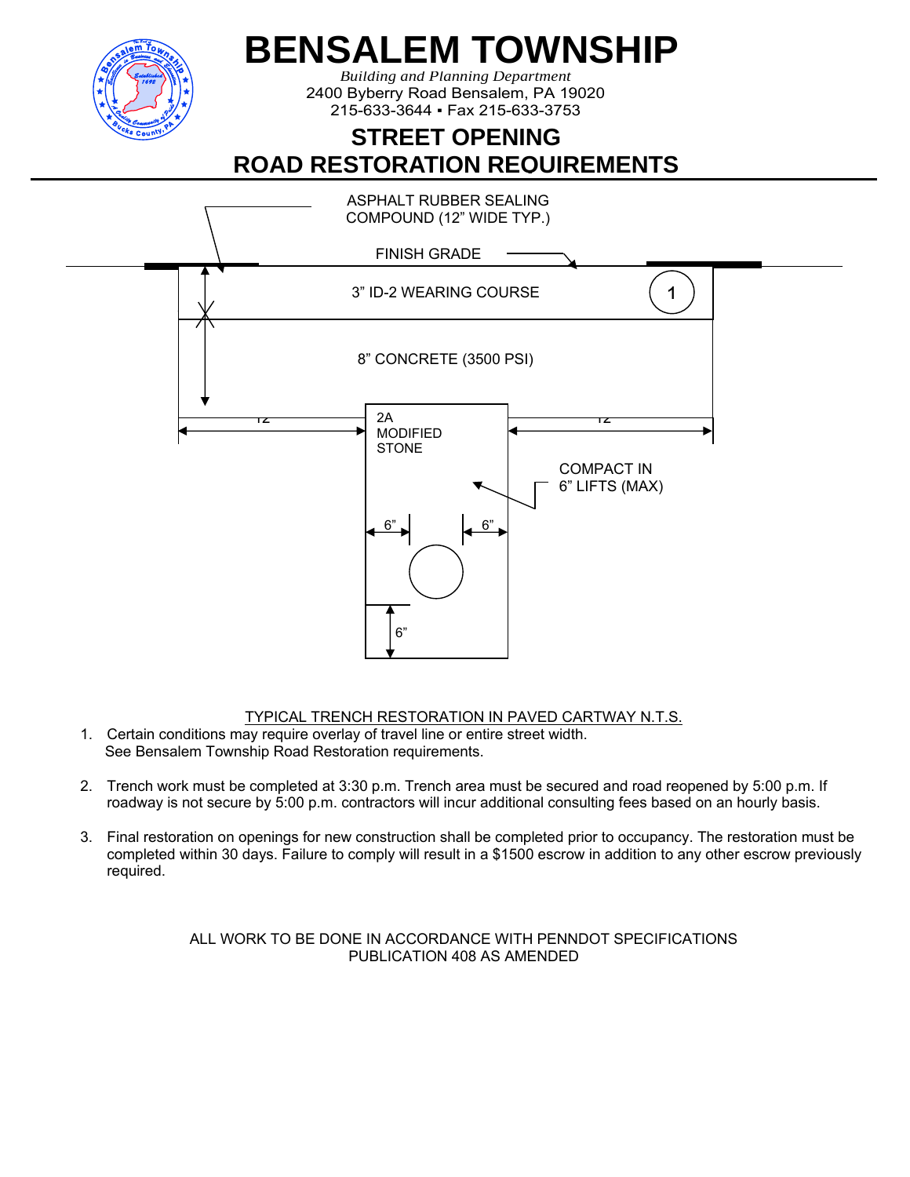# BENSALEM TOWNSHIP

*Building and Planning Department*
2400 Byberry Road Bensalem, PA 19020
215-633-3644 ▪ Fax 215-633-3753

## STREET OPENING
## ROAD RESTORATION REQUIREMENTS

ASPHALT RUBBER SEALING COMPOUND (12" WIDE TYP.)

FINISH GRADE

3" ID-2 WEARING COURSE

1

8" CONCRETE (3500 PSI)

12

12

2A MODIFIED STONE

COMPACT IN 6" LIFTS (MAX)

6"

6"

6"

TYPICAL TRENCH RESTORATION IN PAVED CARTWAY N.T.S.

1. Certain conditions may require overlay of travel line or entire street width. See Bensalem Township Road Restoration requirements.

2. Trench work must be completed at 3:30 p.m. Trench area must be secured and road reopened by 5:00 p.m. If roadway is not secure by 5:00 p.m. contractors will incur additional consulting fees based on an hourly basis.

3. Final restoration on openings for new construction shall be completed prior to occupancy. The restoration must be completed within 30 days. Failure to comply will result in a $1500 escrow in addition to any other escrow previously required.

ALL WORK TO BE DONE IN ACCORDANCE WITH PENNDOT SPECIFICATIONS PUBLICATION 408 AS AMENDED